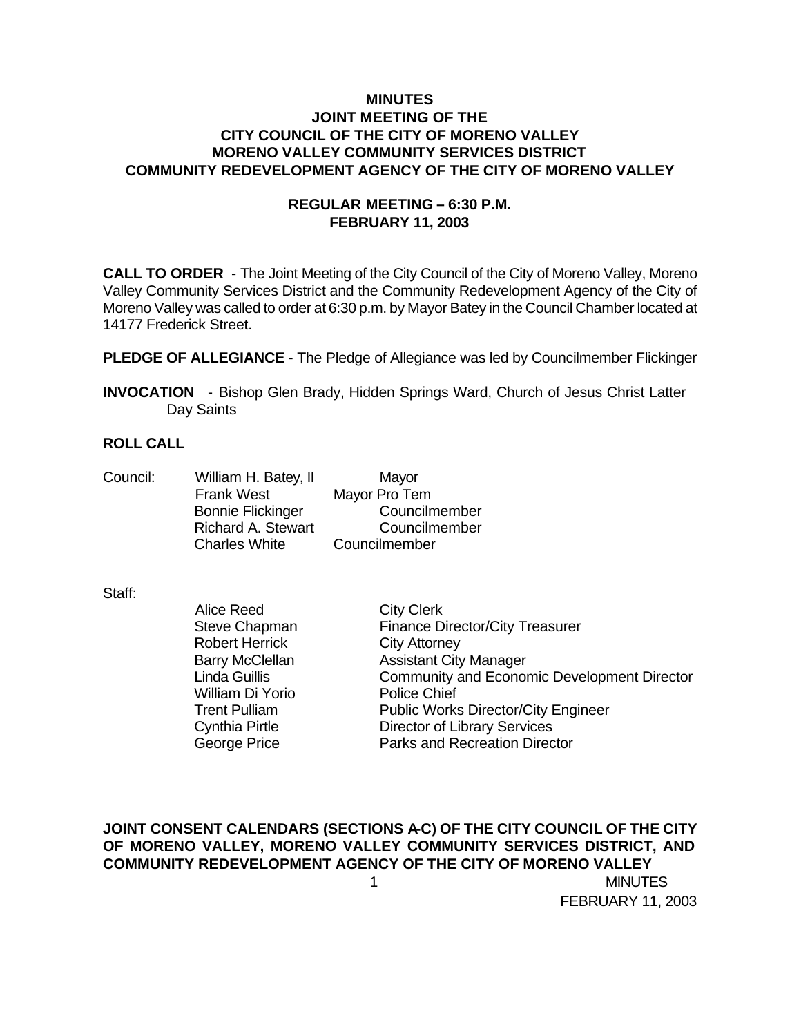# MINUTES
## JOINT MEETING OF THE
## CITY COUNCIL OF THE CITY OF MORENO VALLEY
## MORENO VALLEY COMMUNITY SERVICES DISTRICT
## COMMUNITY REDEVELOPMENT AGENCY OF THE CITY OF MORENO VALLEY

### REGULAR MEETING – 6:30 P.M.
### FEBRUARY 11, 2003

**CALL TO ORDER** - The Joint Meeting of the City Council of the City of Moreno Valley, Moreno Valley Community Services District and the Community Redevelopment Agency of the City of Moreno Valley was called to order at 6:30 p.m. by Mayor Batey in the Council Chamber located at 14177 Frederick Street.

**PLEDGE OF ALLEGIANCE** - The Pledge of Allegiance was led by Councilmember Flickinger

**INVOCATION** - Bishop Glen Brady, Hidden Springs Ward, Church of Jesus Christ Latter Day Saints

**ROLL CALL**

| Council: | | |
|---|---|---|
| | William H. Batey, II | Mayor |
| | Frank West | Mayor Pro Tem |
| | Bonnie Flickinger | Councilmember |
| | Richard A. Stewart | Councilmember |
| | Charles White | Councilmember |

| Staff: | | |
|---|---|---|
| | Alice Reed | City Clerk |
| | Steve Chapman | Finance Director/City Treasurer |
| | Robert Herrick | City Attorney |
| | Barry McClellan | Assistant City Manager |
| | Linda Guillis | Community and Economic Development Director |
| | William Di Yorio | Police Chief |
| | Trent Pulliam | Public Works Director/City Engineer |
| | Cynthia Pirtle | Director of Library Services |
| | George Price | Parks and Recreation Director |

**JOINT CONSENT CALENDARS (SECTIONS A-C) OF THE CITY COUNCIL OF THE CITY OF MORENO VALLEY, MORENO VALLEY COMMUNITY SERVICES DISTRICT, AND COMMUNITY REDEVELOPMENT AGENCY OF THE CITY OF MORENO VALLEY**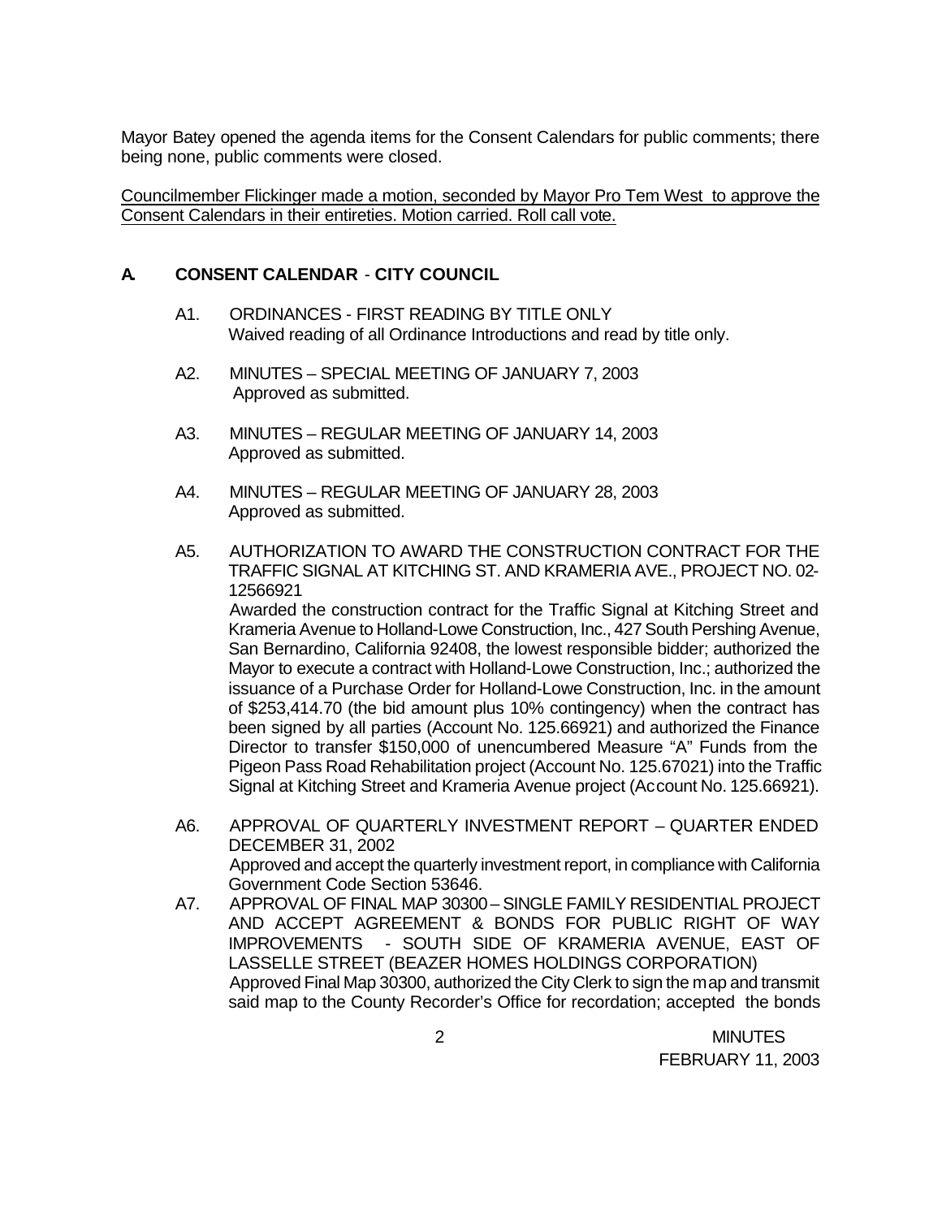Mayor Batey opened the agenda items for the Consent Calendars for public comments; there being none, public comments were closed.

Councilmember Flickinger made a motion, seconded by Mayor Pro Tem West to approve the Consent Calendars in their entireties. Motion carried. Roll call vote.

## A. CONSENT CALENDAR - CITY COUNCIL

A1. ORDINANCES - FIRST READING BY TITLE ONLY
Waived reading of all Ordinance Introductions and read by title only.

A2. MINUTES – SPECIAL MEETING OF JANUARY 7, 2003
Approved as submitted.

A3. MINUTES – REGULAR MEETING OF JANUARY 14, 2003
Approved as submitted.

A4. MINUTES – REGULAR MEETING OF JANUARY 28, 2003
Approved as submitted.

A5. AUTHORIZATION TO AWARD THE CONSTRUCTION CONTRACT FOR THE TRAFFIC SIGNAL AT KITCHING ST. AND KRAMERIA AVE., PROJECT NO. 02-12566921
Awarded the construction contract for the Traffic Signal at Kitching Street and Krameria Avenue to Holland-Lowe Construction, Inc., 427 South Pershing Avenue, San Bernardino, California 92408, the lowest responsible bidder; authorized the Mayor to execute a contract with Holland-Lowe Construction, Inc.; authorized the issuance of a Purchase Order for Holland-Lowe Construction, Inc. in the amount of $253,414.70 (the bid amount plus 10% contingency) when the contract has been signed by all parties (Account No. 125.66921) and authorized the Finance Director to transfer $150,000 of unencumbered Measure "A" Funds from the Pigeon Pass Road Rehabilitation project (Account No. 125.67021) into the Traffic Signal at Kitching Street and Krameria Avenue project (Account No. 125.66921).

A6. APPROVAL OF QUARTERLY INVESTMENT REPORT – QUARTER ENDED DECEMBER 31, 2002
Approved and accept the quarterly investment report, in compliance with California Government Code Section 53646.

A7. APPROVAL OF FINAL MAP 30300 – SINGLE FAMILY RESIDENTIAL PROJECT AND ACCEPT AGREEMENT & BONDS FOR PUBLIC RIGHT OF WAY IMPROVEMENTS - SOUTH SIDE OF KRAMERIA AVENUE, EAST OF LASSELLE STREET (BEAZER HOMES HOLDINGS CORPORATION)
Approved Final Map 30300, authorized the City Clerk to sign the map and transmit said map to the County Recorder's Office for recordation; accepted the bonds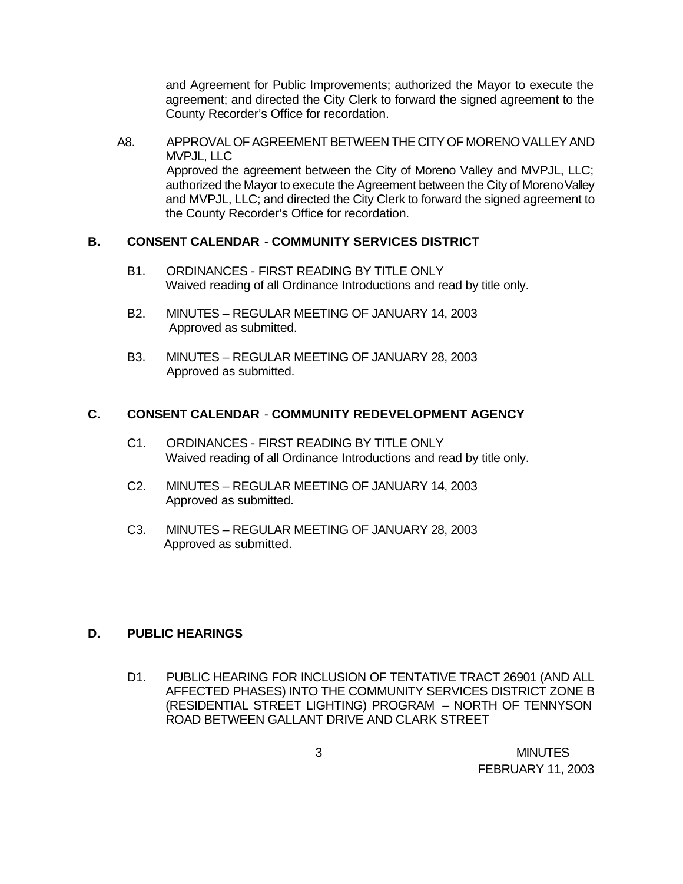and Agreement for Public Improvements; authorized the Mayor to execute the agreement; and directed the City Clerk to forward the signed agreement to the County Recorder's Office for recordation.

A8. APPROVAL OF AGREEMENT BETWEEN THE CITY OF MORENO VALLEY AND MVPJL, LLC

Approved the agreement between the City of Moreno Valley and MVPJL, LLC; authorized the Mayor to execute the Agreement between the City of Moreno Valley and MVPJL, LLC; and directed the City Clerk to forward the signed agreement to the County Recorder's Office for recordation.

## B. CONSENT CALENDAR - COMMUNITY SERVICES DISTRICT

B1. ORDINANCES - FIRST READING BY TITLE ONLY

Waived reading of all Ordinance Introductions and read by title only.

B2. MINUTES – REGULAR MEETING OF JANUARY 14, 2003

Approved as submitted.

B3. MINUTES – REGULAR MEETING OF JANUARY 28, 2003

Approved as submitted.

## C. CONSENT CALENDAR - COMMUNITY REDEVELOPMENT AGENCY

C1. ORDINANCES - FIRST READING BY TITLE ONLY

Waived reading of all Ordinance Introductions and read by title only.

C2. MINUTES – REGULAR MEETING OF JANUARY 14, 2003

Approved as submitted.

C3. MINUTES – REGULAR MEETING OF JANUARY 28, 2003

Approved as submitted.

## D. PUBLIC HEARINGS

D1. PUBLIC HEARING FOR INCLUSION OF TENTATIVE TRACT 26901 (AND ALL AFFECTED PHASES) INTO THE COMMUNITY SERVICES DISTRICT ZONE B (RESIDENTIAL STREET LIGHTING) PROGRAM – NORTH OF TENNYSON ROAD BETWEEN GALLANT DRIVE AND CLARK STREET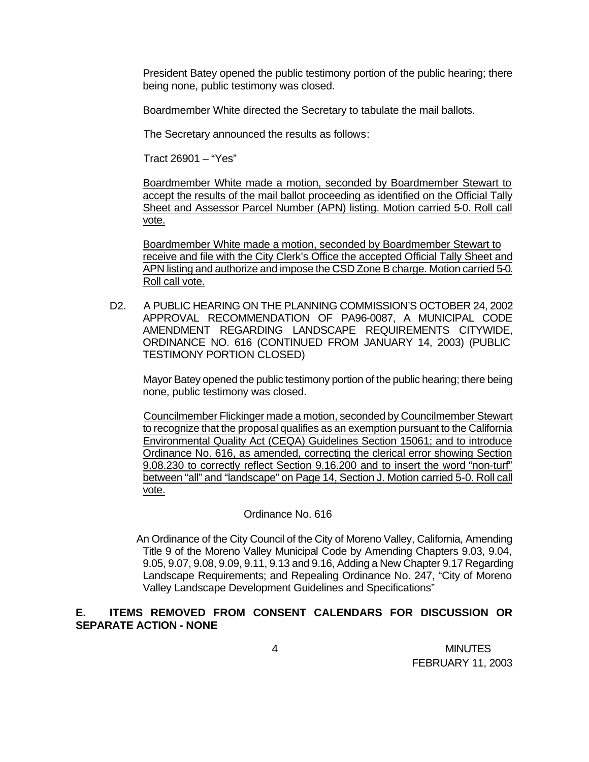President Batey opened the public testimony portion of the public hearing; there being none, public testimony was closed.

Boardmember White directed the Secretary to tabulate the mail ballots.

The Secretary announced the results as follows:

Tract 26901 – "Yes"

<u>Boardmember White made a motion, seconded by Boardmember Stewart to accept the results of the mail ballot proceeding as identified on the Official Tally Sheet and Assessor Parcel Number (APN) listing. Motion carried 5-0. Roll call vote.</u>

<u>Boardmember White made a motion, seconded by Boardmember Stewart to receive and file with the City Clerk's Office the accepted Official Tally Sheet and APN listing and authorize and impose the CSD Zone B charge. Motion carried 5-0. Roll call vote.</u>

D2. A PUBLIC HEARING ON THE PLANNING COMMISSION'S OCTOBER 24, 2002 APPROVAL RECOMMENDATION OF PA96-0087, A MUNICIPAL CODE AMENDMENT REGARDING LANDSCAPE REQUIREMENTS CITYWIDE, ORDINANCE NO. 616 (CONTINUED FROM JANUARY 14, 2003) (PUBLIC TESTIMONY PORTION CLOSED)

Mayor Batey opened the public testimony portion of the public hearing; there being none, public testimony was closed.

<u>Councilmember Flickinger made a motion, seconded by Councilmember Stewart to recognize that the proposal qualifies as an exemption pursuant to the California Environmental Quality Act (CEQA) Guidelines Section 15061; and to introduce Ordinance No. 616, as amended, correcting the clerical error showing Section 9.08.230 to correctly reflect Section 9.16.200 and to insert the word "non-turf" between "all" and "landscape" on Page 14, Section J. Motion carried 5-0. Roll call vote.</u>

Ordinance No. 616

An Ordinance of the City Council of the City of Moreno Valley, California, Amending Title 9 of the Moreno Valley Municipal Code by Amending Chapters 9.03, 9.04, 9.05, 9.07, 9.08, 9.09, 9.11, 9.13 and 9.16, Adding a New Chapter 9.17 Regarding Landscape Requirements; and Repealing Ordinance No. 247, "City of Moreno Valley Landscape Development Guidelines and Specifications"

**E. ITEMS REMOVED FROM CONSENT CALENDARS FOR DISCUSSION OR SEPARATE ACTION - NONE**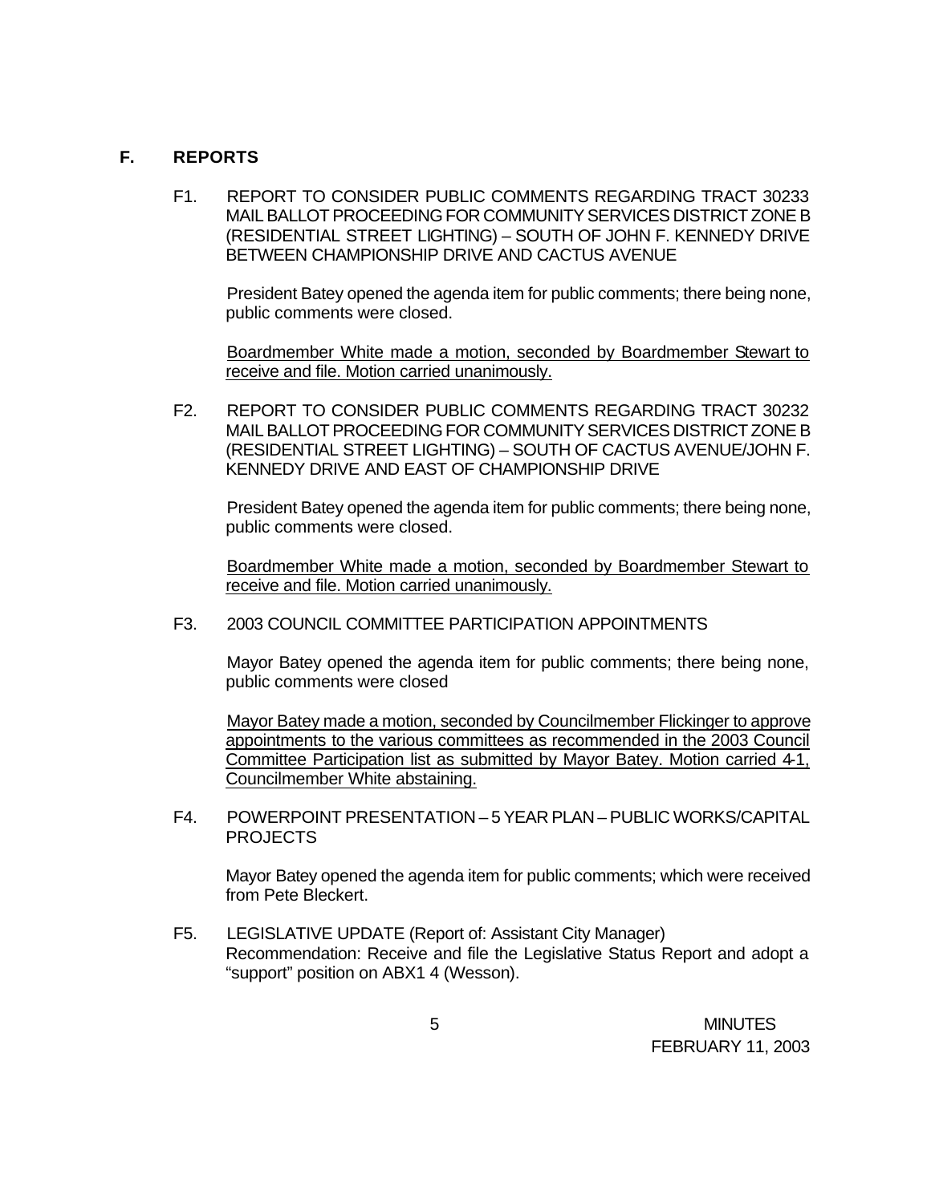## F. REPORTS

F1. REPORT TO CONSIDER PUBLIC COMMENTS REGARDING TRACT 30233 MAIL BALLOT PROCEEDING FOR COMMUNITY SERVICES DISTRICT ZONE B (RESIDENTIAL STREET LIGHTING) – SOUTH OF JOHN F. KENNEDY DRIVE BETWEEN CHAMPIONSHIP DRIVE AND CACTUS AVENUE

President Batey opened the agenda item for public comments; there being none, public comments were closed.

Boardmember White made a motion, seconded by Boardmember Stewart to receive and file. Motion carried unanimously.

F2. REPORT TO CONSIDER PUBLIC COMMENTS REGARDING TRACT 30232 MAIL BALLOT PROCEEDING FOR COMMUNITY SERVICES DISTRICT ZONE B (RESIDENTIAL STREET LIGHTING) – SOUTH OF CACTUS AVENUE/JOHN F. KENNEDY DRIVE AND EAST OF CHAMPIONSHIP DRIVE

President Batey opened the agenda item for public comments; there being none, public comments were closed.

Boardmember White made a motion, seconded by Boardmember Stewart to receive and file. Motion carried unanimously.

F3. 2003 COUNCIL COMMITTEE PARTICIPATION APPOINTMENTS

Mayor Batey opened the agenda item for public comments; there being none, public comments were closed

Mayor Batey made a motion, seconded by Councilmember Flickinger to approve appointments to the various committees as recommended in the 2003 Council Committee Participation list as submitted by Mayor Batey. Motion carried 4-1, Councilmember White abstaining.

F4. POWERPOINT PRESENTATION – 5 YEAR PLAN – PUBLIC WORKS/CAPITAL PROJECTS

Mayor Batey opened the agenda item for public comments; which were received from Pete Bleckert.

F5. LEGISLATIVE UPDATE (Report of: Assistant City Manager)
Recommendation: Receive and file the Legislative Status Report and adopt a "support" position on ABX1 4 (Wesson).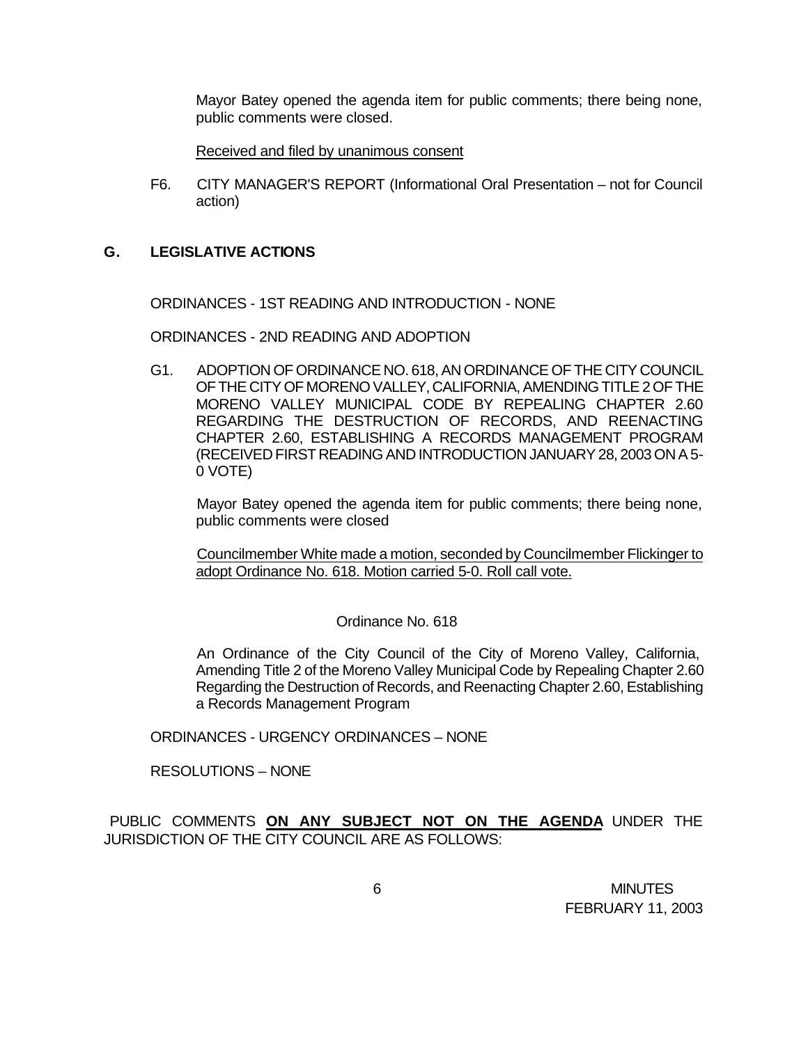Mayor Batey opened the agenda item for public comments; there being none, public comments were closed.

Received and filed by unanimous consent

F6. CITY MANAGER'S REPORT (Informational Oral Presentation – not for Council action)

## G. LEGISLATIVE ACTIONS

ORDINANCES - 1ST READING AND INTRODUCTION - NONE

ORDINANCES - 2ND READING AND ADOPTION

G1. ADOPTION OF ORDINANCE NO. 618, AN ORDINANCE OF THE CITY COUNCIL OF THE CITY OF MORENO VALLEY, CALIFORNIA, AMENDING TITLE 2 OF THE MORENO VALLEY MUNICIPAL CODE BY REPEALING CHAPTER 2.60 REGARDING THE DESTRUCTION OF RECORDS, AND REENACTING CHAPTER 2.60, ESTABLISHING A RECORDS MANAGEMENT PROGRAM (RECEIVED FIRST READING AND INTRODUCTION JANUARY 28, 2003 ON A 5-0 VOTE)

Mayor Batey opened the agenda item for public comments; there being none, public comments were closed

Councilmember White made a motion, seconded by Councilmember Flickinger to adopt Ordinance No. 618. Motion carried 5-0. Roll call vote.

Ordinance No. 618

An Ordinance of the City Council of the City of Moreno Valley, California, Amending Title 2 of the Moreno Valley Municipal Code by Repealing Chapter 2.60 Regarding the Destruction of Records, and Reenacting Chapter 2.60, Establishing a Records Management Program

ORDINANCES - URGENCY ORDINANCES – NONE

RESOLUTIONS – NONE

PUBLIC COMMENTS **ON ANY SUBJECT NOT ON THE AGENDA** UNDER THE JURISDICTION OF THE CITY COUNCIL ARE AS FOLLOWS: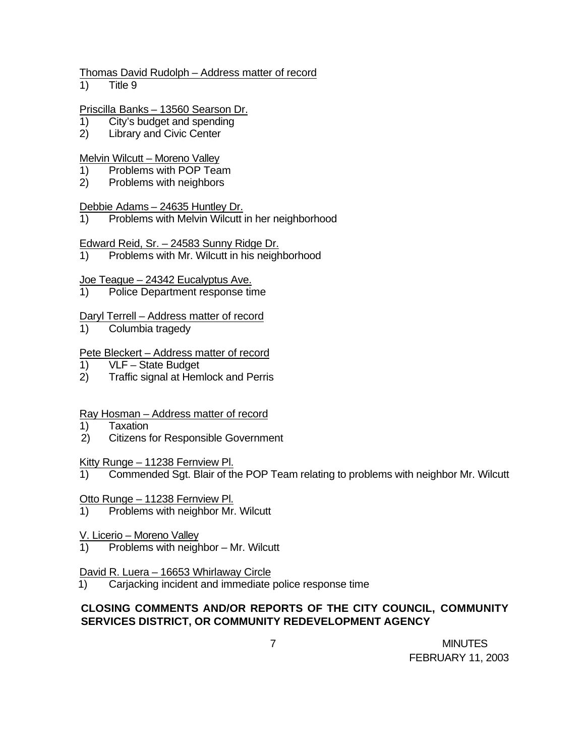Thomas David Rudolph – Address matter of record

1) Title 9

Priscilla Banks – 13560 Searson Dr.

1) City's budget and spending
2) Library and Civic Center

Melvin Wilcutt – Moreno Valley

1) Problems with POP Team
2) Problems with neighbors

Debbie Adams – 24635 Huntley Dr.

1) Problems with Melvin Wilcutt in her neighborhood

Edward Reid, Sr. – 24583 Sunny Ridge Dr.

1) Problems with Mr. Wilcutt in his neighborhood

Joe Teague – 24342 Eucalyptus Ave.

1) Police Department response time

Daryl Terrell – Address matter of record

1) Columbia tragedy

Pete Bleckert – Address matter of record

1) VLF – State Budget
2) Traffic signal at Hemlock and Perris

Ray Hosman – Address matter of record

1) Taxation
2) Citizens for Responsible Government

Kitty Runge – 11238 Fernview Pl.

1) Commended Sgt. Blair of the POP Team relating to problems with neighbor Mr. Wilcutt

Otto Runge – 11238 Fernview Pl.

1) Problems with neighbor Mr. Wilcutt

V. Licerio – Moreno Valley

1) Problems with neighbor – Mr. Wilcutt

David R. Luera – 16653 Whirlaway Circle

1) Carjacking incident and immediate police response time

**CLOSING COMMENTS AND/OR REPORTS OF THE CITY COUNCIL, COMMUNITY SERVICES DISTRICT, OR COMMUNITY REDEVELOPMENT AGENCY**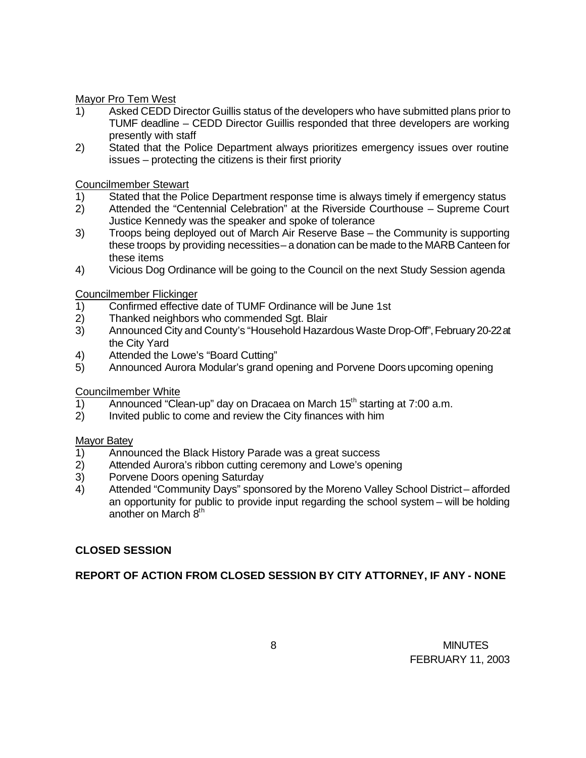Mayor Pro Tem West

1) Asked CEDD Director Guillis status of the developers who have submitted plans prior to TUMF deadline – CEDD Director Guillis responded that three developers are working presently with staff
2) Stated that the Police Department always prioritizes emergency issues over routine issues – protecting the citizens is their first priority

Councilmember Stewart

1) Stated that the Police Department response time is always timely if emergency status
2) Attended the "Centennial Celebration" at the Riverside Courthouse – Supreme Court Justice Kennedy was the speaker and spoke of tolerance
3) Troops being deployed out of March Air Reserve Base – the Community is supporting these troops by providing necessities – a donation can be made to the MARB Canteen for these items
4) Vicious Dog Ordinance will be going to the Council on the next Study Session agenda

Councilmember Flickinger

1) Confirmed effective date of TUMF Ordinance will be June 1st
2) Thanked neighbors who commended Sgt. Blair
3) Announced City and County's "Household Hazardous Waste Drop-Off", February 20-22 at the City Yard
4) Attended the Lowe's "Board Cutting"
5) Announced Aurora Modular's grand opening and Porvene Doors upcoming opening

Councilmember White

1) Announced "Clean-up" day on Dracaea on March 15th starting at 7:00 a.m.
2) Invited public to come and review the City finances with him

Mayor Batey

1) Announced the Black History Parade was a great success
2) Attended Aurora's ribbon cutting ceremony and Lowe's opening
3) Porvene Doors opening Saturday
4) Attended "Community Days" sponsored by the Moreno Valley School District – afforded an opportunity for public to provide input regarding the school system – will be holding another on March 8th

**CLOSED SESSION**

**REPORT OF ACTION FROM CLOSED SESSION BY CITY ATTORNEY, IF ANY - NONE**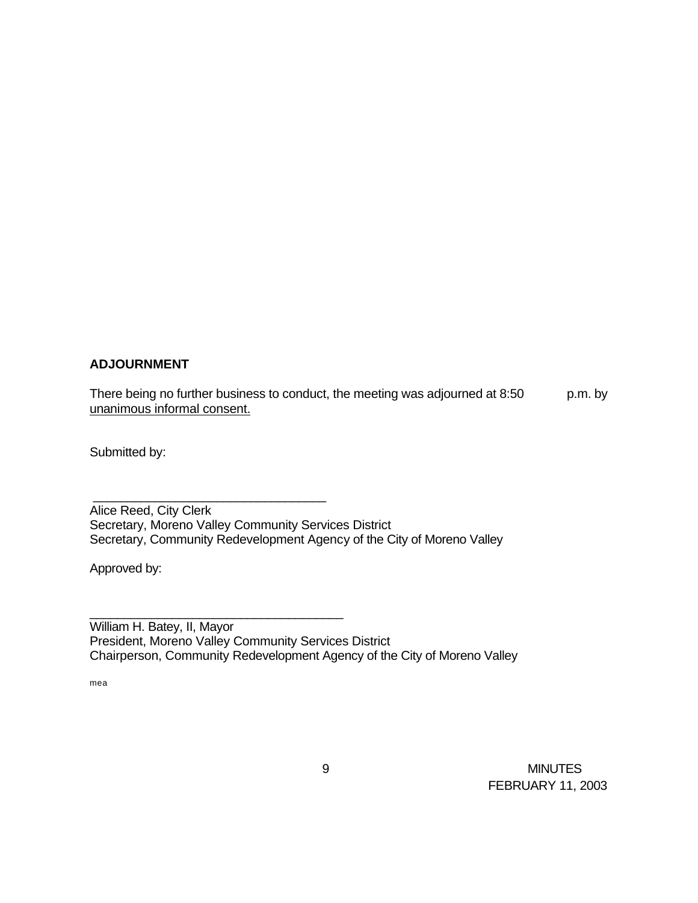**ADJOURNMENT**

There being no further business to conduct, the meeting was adjourned at 8:50 p.m. by unanimous informal consent.

Submitted by:

\_\_\_\_\_\_\_\_\_\_\_\_\_\_\_\_\_\_\_\_\_\_\_\_\_\_\_\_\_\_\_\_\_\_\_

Alice Reed, City Clerk
Secretary, Moreno Valley Community Services District
Secretary, Community Redevelopment Agency of the City of Moreno Valley

Approved by:

\_\_\_\_\_\_\_\_\_\_\_\_\_\_\_\_\_\_\_\_\_\_\_\_\_\_\_\_\_\_\_\_\_\_\_\_\_\_

William H. Batey, II, Mayor
President, Moreno Valley Community Services District
Chairperson, Community Redevelopment Agency of the City of Moreno Valley

mea